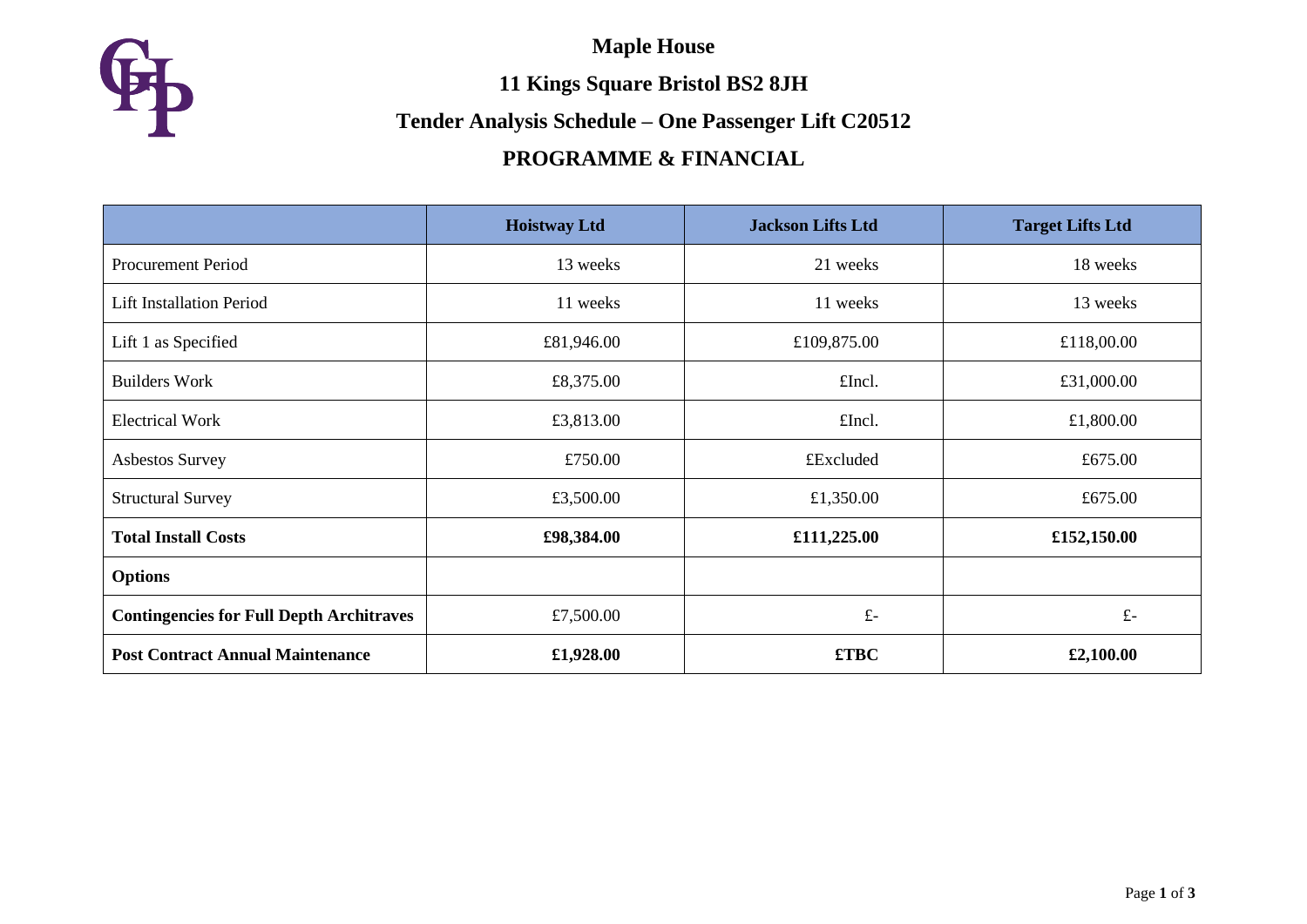# Maple House

## 11 Kings Square Bristol BS2 8JH

## Tender Analysis Schedule – One Passenger Lift C20512

## PROGRAMME & FINANCIAL

| | **Hoistway Ltd** | **Jackson Lifts Ltd** | **Target Lifts Ltd** |
|---|---|---|---|
| Procurement Period | 13 weeks | 21 weeks | 18 weeks |
| Lift Installation Period | 11 weeks | 11 weeks | 13 weeks |
| Lift 1 as Specified | £81,946.00 | £109,875.00 | £118,00.00 |
| Builders Work | £8,375.00 | £Incl. | £31,000.00 |
| Electrical Work | £3,813.00 | £Incl. | £1,800.00 |
| Asbestos Survey | £750.00 | £Excluded | £675.00 |
| Structural Survey | £3,500.00 | £1,350.00 | £675.00 |
| **Total Install Costs** | **£98,384.00** | **£111,225.00** | **£152,150.00** |
| **Options** | | | |
| **Contingencies for Full Depth Architraves** | £7,500.00 | £- | £- |
| **Post Contract Annual Maintenance** | **£1,928.00** | **£TBC** | **£2,100.00** |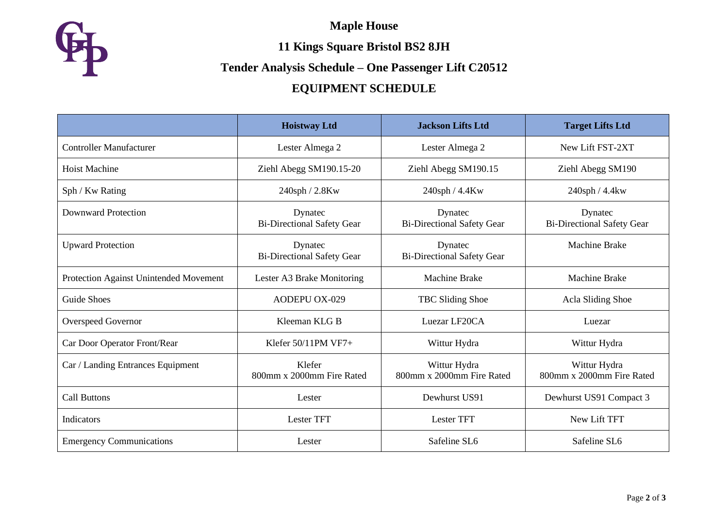# Maple House

## 11 Kings Square Bristol BS2 8JH

## Tender Analysis Schedule – One Passenger Lift C20512

## EQUIPMENT SCHEDULE

| | Hoistway Ltd | Jackson Lifts Ltd | Target Lifts Ltd |
|---|---|---|---|
| Controller Manufacturer | Lester Almega 2 | Lester Almega 2 | New Lift FST-2XT |
| Hoist Machine | Ziehl Abegg SM190.15-20 | Ziehl Abegg SM190.15 | Ziehl Abegg SM190 |
| Sph / Kw Rating | 240sph / 2.8Kw | 240sph / 4.4Kw | 240sph / 4.4kw |
| Downward Protection | Dynatec Bi-Directional Safety Gear | Dynatec Bi-Directional Safety Gear | Dynatec Bi-Directional Safety Gear |
| Upward Protection | Dynatec Bi-Directional Safety Gear | Dynatec Bi-Directional Safety Gear | Machine Brake |
| Protection Against Unintended Movement | Lester A3 Brake Monitoring | Machine Brake | Machine Brake |
| Guide Shoes | AODEPU OX-029 | TBC Sliding Shoe | Acla Sliding Shoe |
| Overspeed Governor | Kleeman KLG B | Luezar LF20CA | Luezar |
| Car Door Operator Front/Rear | Klefer 50/11PM VF7+ | Wittur Hydra | Wittur Hydra |
| Car / Landing Entrances Equipment | Klefer 800mm x 2000mm Fire Rated | Wittur Hydra 800mm x 2000mm Fire Rated | Wittur Hydra 800mm x 2000mm Fire Rated |
| Call Buttons | Lester | Dewhurst US91 | Dewhurst US91 Compact 3 |
| Indicators | Lester TFT | Lester TFT | New Lift TFT |
| Emergency Communications | Lester | Safeline SL6 | Safeline SL6 |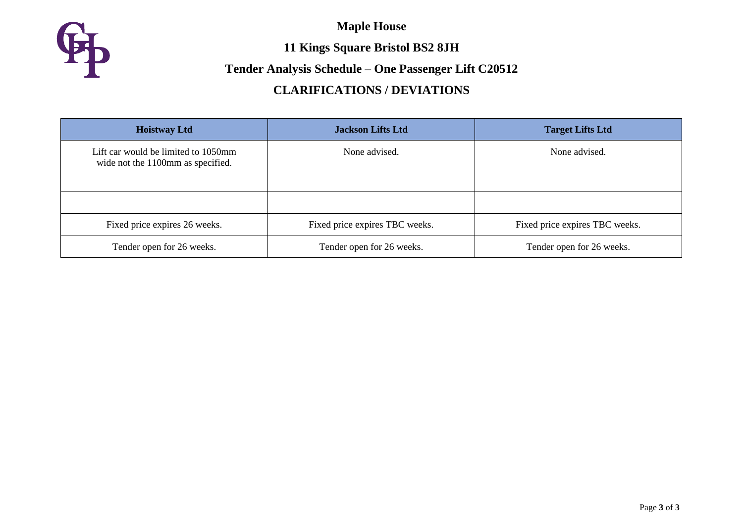# Maple House

## 11 Kings Square Bristol BS2 8JH

## Tender Analysis Schedule – One Passenger Lift C20512

## CLARIFICATIONS / DEVIATIONS

| Hoistway Ltd | Jackson Lifts Ltd | Target Lifts Ltd |
|---|---|---|
| Lift car would be limited to 1050mm wide not the 1100mm as specified. | None advised. | None advised. |
| | | |
| Fixed price expires 26 weeks. | Fixed price expires TBC weeks. | Fixed price expires TBC weeks. |
| Tender open for 26 weeks. | Tender open for 26 weeks. | Tender open for 26 weeks. |